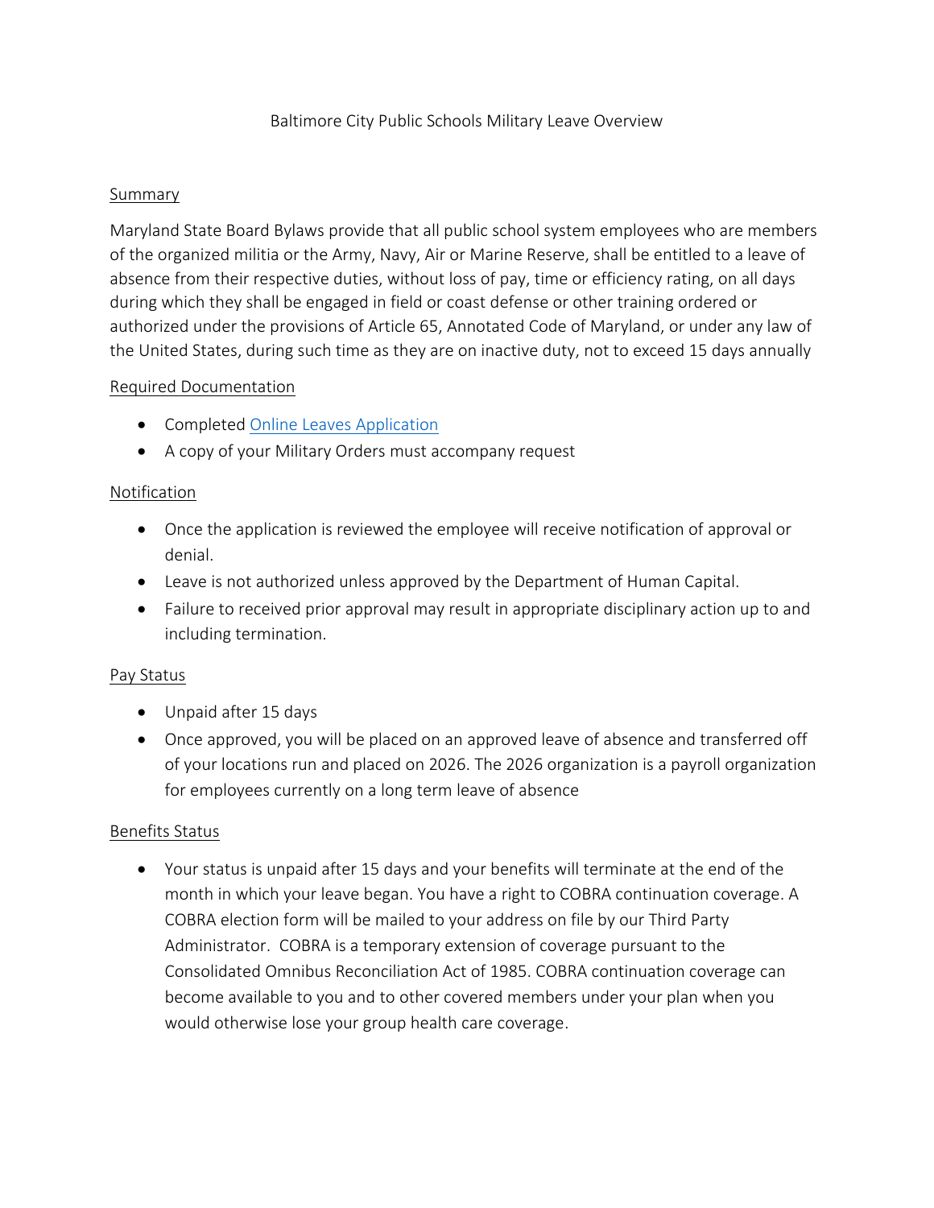# Baltimore City Public Schools Military Leave Overview

## Summary

Maryland State Board Bylaws provide that all public school system employees who are members of the organized militia or the Army, Navy, Air or Marine Reserve, shall be entitled to a leave of absence from their respective duties, without loss of pay, time or efficiency rating, on all days during which they shall be engaged in field or coast defense or other training ordered or authorized under the provisions of Article 65, Annotated Code of Maryland, or under any law of the United States, during such time as they are on inactive duty, not to exceed 15 days annually

## Required Documentation

- Completed Online Leaves Application
- A copy of your Military Orders must accompany request

## Notification

- Once the application is reviewed the employee will receive notification of approval or denial.
- Leave is not authorized unless approved by the Department of Human Capital.
- Failure to received prior approval may result in appropriate disciplinary action up to and including termination.

## Pay Status

- Unpaid after 15 days
- Once approved, you will be placed on an approved leave of absence and transferred off of your locations run and placed on 2026. The 2026 organization is a payroll organization for employees currently on a long term leave of absence

## Benefits Status

- Your status is unpaid after 15 days and your benefits will terminate at the end of the month in which your leave began. You have a right to COBRA continuation coverage. A COBRA election form will be mailed to your address on file by our Third Party Administrator. COBRA is a temporary extension of coverage pursuant to the Consolidated Omnibus Reconciliation Act of 1985. COBRA continuation coverage can become available to you and to other covered members under your plan when you would otherwise lose your group health care coverage.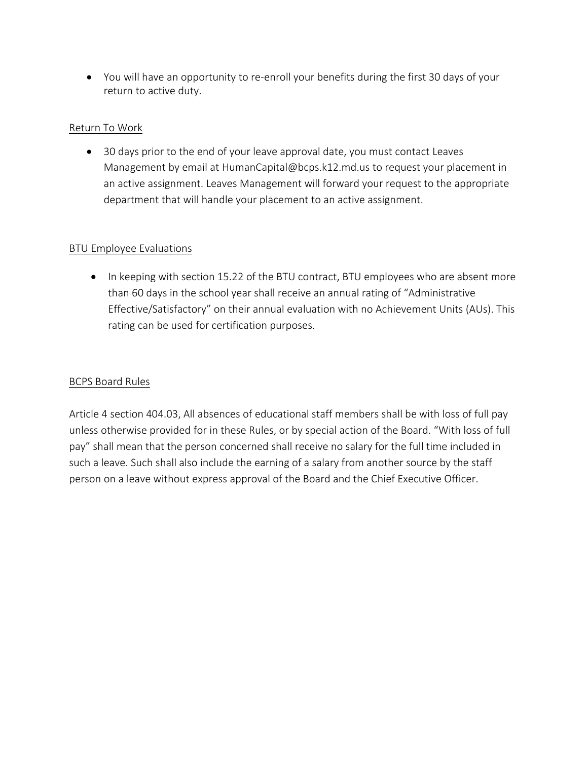- You will have an opportunity to re-enroll your benefits during the first 30 days of your return to active duty.

## Return To Work

- 30 days prior to the end of your leave approval date, you must contact Leaves Management by email at HumanCapital@bcps.k12.md.us to request your placement in an active assignment. Leaves Management will forward your request to the appropriate department that will handle your placement to an active assignment.

## BTU Employee Evaluations

- In keeping with section 15.22 of the BTU contract, BTU employees who are absent more than 60 days in the school year shall receive an annual rating of "Administrative Effective/Satisfactory" on their annual evaluation with no Achievement Units (AUs). This rating can be used for certification purposes.

## BCPS Board Rules

Article 4 section 404.03, All absences of educational staff members shall be with loss of full pay unless otherwise provided for in these Rules, or by special action of the Board. "With loss of full pay" shall mean that the person concerned shall receive no salary for the full time included in such a leave. Such shall also include the earning of a salary from another source by the staff person on a leave without express approval of the Board and the Chief Executive Officer.